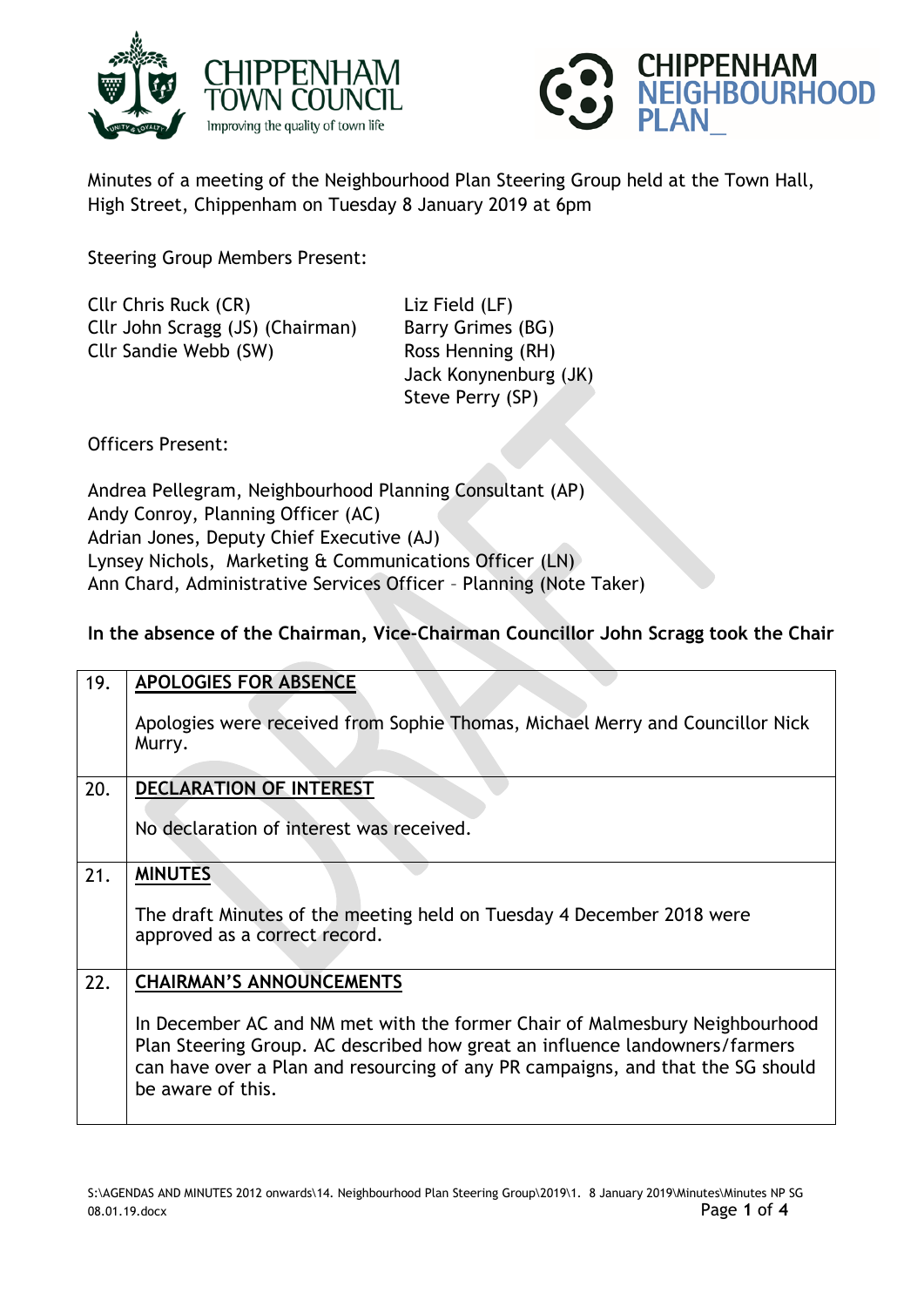Minutes of a meeting of the Neighbourhood Plan Steering Group held at the Town Hall, High Street, Chippenham on Tuesday 8 January 2019 at 6pm

Steering Group Members Present:

Cllr Chris Ruck (CR)
Cllr John Scragg (JS) (Chairman)
Cllr Sandie Webb (SW)
Liz Field (LF)
Barry Grimes (BG)
Ross Henning (RH)
Jack Konynenburg (JK)
Steve Perry (SP)

Officers Present:

Andrea Pellegram, Neighbourhood Planning Consultant (AP)
Andy Conroy, Planning Officer (AC)
Adrian Jones, Deputy Chief Executive (AJ)
Lynsey Nichols, Marketing & Communications Officer (LN)
Ann Chard, Administrative Services Officer – Planning (Note Taker)

**In the absence of the Chairman, Vice-Chairman Councillor John Scragg took the Chair**

| | |
|---|---|
| 19. | **APOLOGIES FOR ABSENCE**<br><br>Apologies were received from Sophie Thomas, Michael Merry and Councillor Nick Murry. |
| 20. | **DECLARATION OF INTEREST**<br><br>No declaration of interest was received. |
| 21. | **MINUTES**<br><br>The draft Minutes of the meeting held on Tuesday 4 December 2018 were approved as a correct record. |
| 22. | **CHAIRMAN'S ANNOUNCEMENTS**<br><br>In December AC and NM met with the former Chair of Malmesbury Neighbourhood Plan Steering Group. AC described how great an influence landowners/farmers can have over a Plan and resourcing of any PR campaigns, and that the SG should be aware of this. |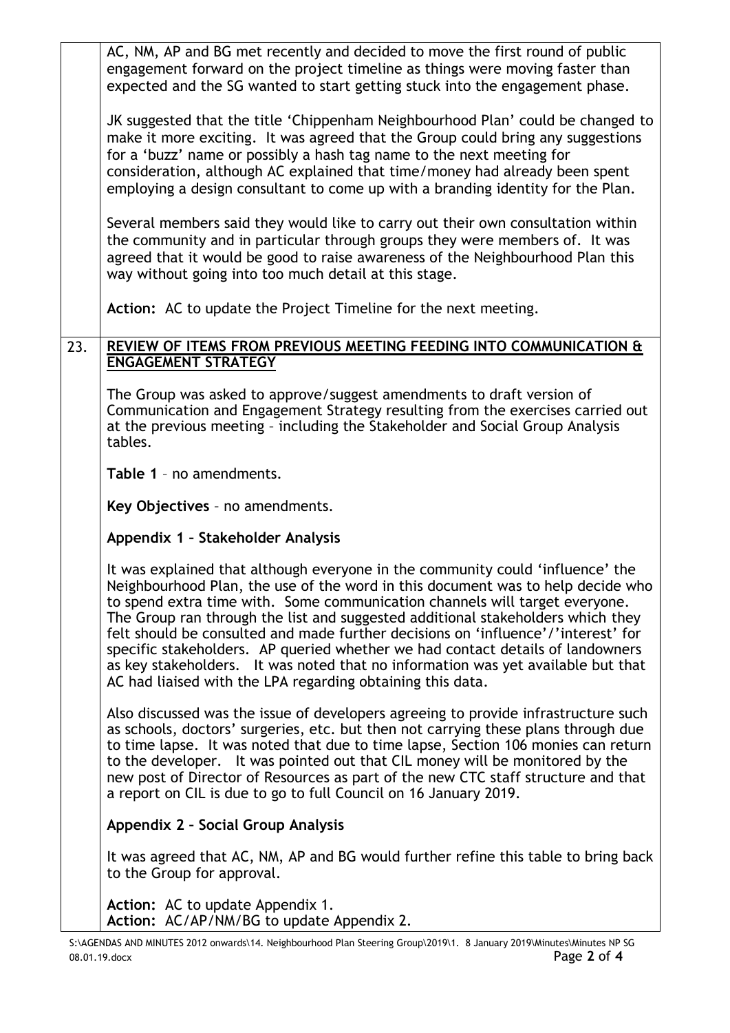AC, NM, AP and BG met recently and decided to move the first round of public engagement forward on the project timeline as things were moving faster than expected and the SG wanted to start getting stuck into the engagement phase.

JK suggested that the title 'Chippenham Neighbourhood Plan' could be changed to make it more exciting. It was agreed that the Group could bring any suggestions for a 'buzz' name or possibly a hash tag name to the next meeting for consideration, although AC explained that time/money had already been spent employing a design consultant to come up with a branding identity for the Plan.

Several members said they would like to carry out their own consultation within the community and in particular through groups they were members of. It was agreed that it would be good to raise awareness of the Neighbourhood Plan this way without going into too much detail at this stage.

**Action:** AC to update the Project Timeline for the next meeting.

## 23. REVIEW OF ITEMS FROM PREVIOUS MEETING FEEDING INTO COMMUNICATION & ENGAGEMENT STRATEGY

The Group was asked to approve/suggest amendments to draft version of Communication and Engagement Strategy resulting from the exercises carried out at the previous meeting – including the Stakeholder and Social Group Analysis tables.

**Table 1** – no amendments.

**Key Objectives** – no amendments.

**Appendix 1 – Stakeholder Analysis**

It was explained that although everyone in the community could 'influence' the Neighbourhood Plan, the use of the word in this document was to help decide who to spend extra time with. Some communication channels will target everyone. The Group ran through the list and suggested additional stakeholders which they felt should be consulted and made further decisions on 'influence'/'interest' for specific stakeholders. AP queried whether we had contact details of landowners as key stakeholders. It was noted that no information was yet available but that AC had liaised with the LPA regarding obtaining this data.

Also discussed was the issue of developers agreeing to provide infrastructure such as schools, doctors' surgeries, etc. but then not carrying these plans through due to time lapse. It was noted that due to time lapse, Section 106 monies can return to the developer. It was pointed out that CIL money will be monitored by the new post of Director of Resources as part of the new CTC staff structure and that a report on CIL is due to go to full Council on 16 January 2019.

**Appendix 2 – Social Group Analysis**

It was agreed that AC, NM, AP and BG would further refine this table to bring back to the Group for approval.

**Action:** AC to update Appendix 1.
**Action:** AC/AP/NM/BG to update Appendix 2.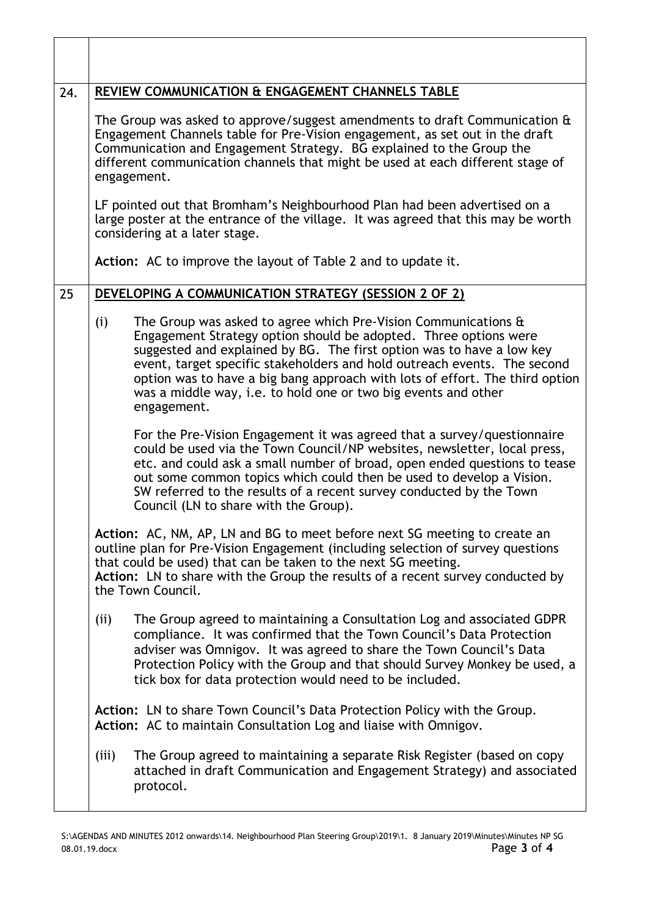| | |
|---|---|
| | |
| 24. | **REVIEW COMMUNICATION & ENGAGEMENT CHANNELS TABLE**<br><br>The Group was asked to approve/suggest amendments to draft Communication & Engagement Channels table for Pre-Vision engagement, as set out in the draft Communication and Engagement Strategy. BG explained to the Group the different communication channels that might be used at each different stage of engagement.<br><br>LF pointed out that Bromham's Neighbourhood Plan had been advertised on a large poster at the entrance of the village. It was agreed that this may be worth considering at a later stage.<br><br>**Action:** AC to improve the layout of Table 2 and to update it. |
| 25 | **DEVELOPING A COMMUNICATION STRATEGY (SESSION 2 OF 2)**<br><br>(i) The Group was asked to agree which Pre-Vision Communications & Engagement Strategy option should be adopted. Three options were suggested and explained by BG. The first option was to have a low key event, target specific stakeholders and hold outreach events. The second option was to have a big bang approach with lots of effort. The third option was a middle way, i.e. to hold one or two big events and other engagement.<br><br>For the Pre-Vision Engagement it was agreed that a survey/questionnaire could be used via the Town Council/NP websites, newsletter, local press, etc. and could ask a small number of broad, open ended questions to tease out some common topics which could then be used to develop a Vision. SW referred to the results of a recent survey conducted by the Town Council (LN to share with the Group).<br><br>**Action:** AC, NM, AP, LN and BG to meet before next SG meeting to create an outline plan for Pre-Vision Engagement (including selection of survey questions that could be used) that can be taken to the next SG meeting.<br>**Action:** LN to share with the Group the results of a recent survey conducted by the Town Council.<br><br>(ii) The Group agreed to maintaining a Consultation Log and associated GDPR compliance. It was confirmed that the Town Council's Data Protection adviser was Omnigov. It was agreed to share the Town Council's Data Protection Policy with the Group and that should Survey Monkey be used, a tick box for data protection would need to be included.<br><br>**Action:** LN to share Town Council's Data Protection Policy with the Group.<br>**Action:** AC to maintain Consultation Log and liaise with Omnigov.<br><br>(iii) The Group agreed to maintaining a separate Risk Register (based on copy attached in draft Communication and Engagement Strategy) and associated protocol. |

S:\AGENDAS AND MINUTES 2012 onwards\14. Neighbourhood Plan Steering Group\2019\1. 8 January 2019\Minutes\Minutes NP SG 08.01.19.docx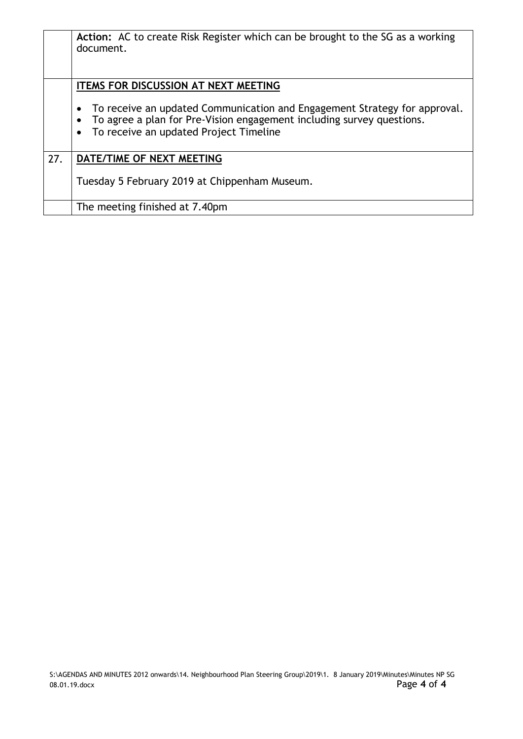| | |
|---|---|
| | **Action:** AC to create Risk Register which can be brought to the SG as a working document. |
| | **ITEMS FOR DISCUSSION AT NEXT MEETING**<br><br>• To receive an updated Communication and Engagement Strategy for approval.<br>• To agree a plan for Pre-Vision engagement including survey questions.<br>• To receive an updated Project Timeline |
| 27. | **DATE/TIME OF NEXT MEETING**<br><br>Tuesday 5 February 2019 at Chippenham Museum. |
| | The meeting finished at 7.40pm |

S:\AGENDAS AND MINUTES 2012 onwards\14. Neighbourhood Plan Steering Group\2019\1. 8 January 2019\Minutes\Minutes NP SG 08.01.19.docx